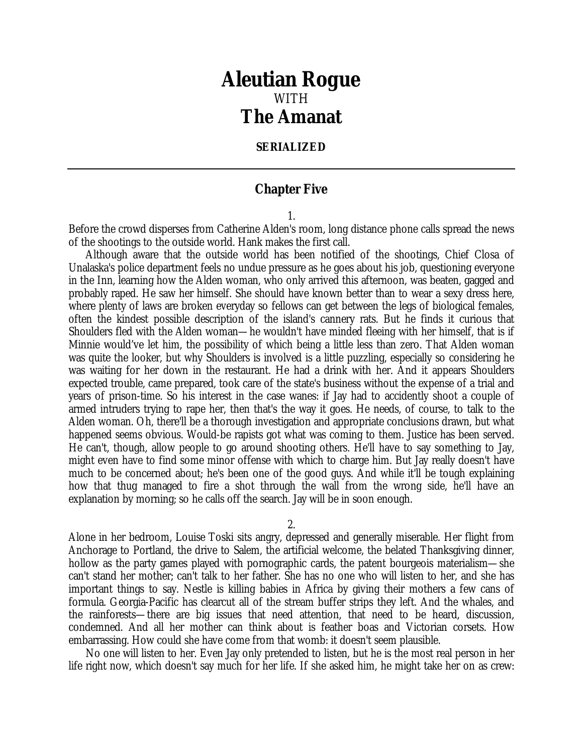# Aleutian Rogue

WITH

# The Amanat

**SERIALIZED**

---

## Chapter Five

1.

Before the crowd disperses from Catherine Alden's room, long distance phone calls spread the news of the shootings to the outside world. Hank makes the first call.

Although aware that the outside world has been notified of the shootings, Chief Closa of Unalaska's police department feels no undue pressure as he goes about his job, questioning everyone in the Inn, learning how the Alden woman, who only arrived this afternoon, was beaten, gagged and probably raped. He saw her himself. She should have known better than to wear a sexy dress here, where plenty of laws are broken everyday so fellows can get between the legs of biological females, often the kindest possible description of the island's cannery rats. But he finds it curious that Shoulders fled with the Alden woman—he wouldn't have minded fleeing with her himself, that is if Minnie would've let him, the possibility of which being a little less than zero. That Alden woman was quite the looker, but why Shoulders is involved is a little puzzling, especially so considering he was waiting for her down in the restaurant. He had a drink with her. And it appears Shoulders expected trouble, came prepared, took care of the state's business without the expense of a trial and years of prison-time. So his interest in the case wanes: if Jay had to accidently shoot a couple of armed intruders trying to rape her, then that's the way it goes. He needs, of course, to talk to the Alden woman. Oh, there'll be a thorough investigation and appropriate conclusions drawn, but what happened seems obvious. Would-be rapists got what was coming to them. Justice has been served. He can't, though, allow people to go around shooting others. He'll have to say something to Jay, might even have to find some minor offense with which to charge him. But Jay really doesn't have much to be concerned about; he's been one of the good guys. And while it'll be tough explaining how that thug managed to fire a shot through the wall from the wrong side, he'll have an explanation by morning; so he calls off the search. Jay will be in soon enough.

2.

Alone in her bedroom, Louise Toski sits angry, depressed and generally miserable. Her flight from Anchorage to Portland, the drive to Salem, the artificial welcome, the belated Thanksgiving dinner, hollow as the party games played with pornographic cards, the patent bourgeois materialism—she can't stand her mother; can't talk to her father. She has no one who will listen to her, and she has important things to say. Nestle is killing babies in Africa by giving their mothers a few cans of formula. Georgia-Pacific has clearcut all of the stream buffer strips they left. And the whales, and the rainforests—there are big issues that need attention, that need to be heard, discussion, condemned. And all her mother can think about is feather boas and Victorian corsets. How embarrassing. How could she have come from that womb: it doesn't seem plausible.

No one will listen to her. Even Jay only pretended to listen, but he is the most real person in her life right now, which doesn't say much for her life. If she asked him, he might take her on as crew: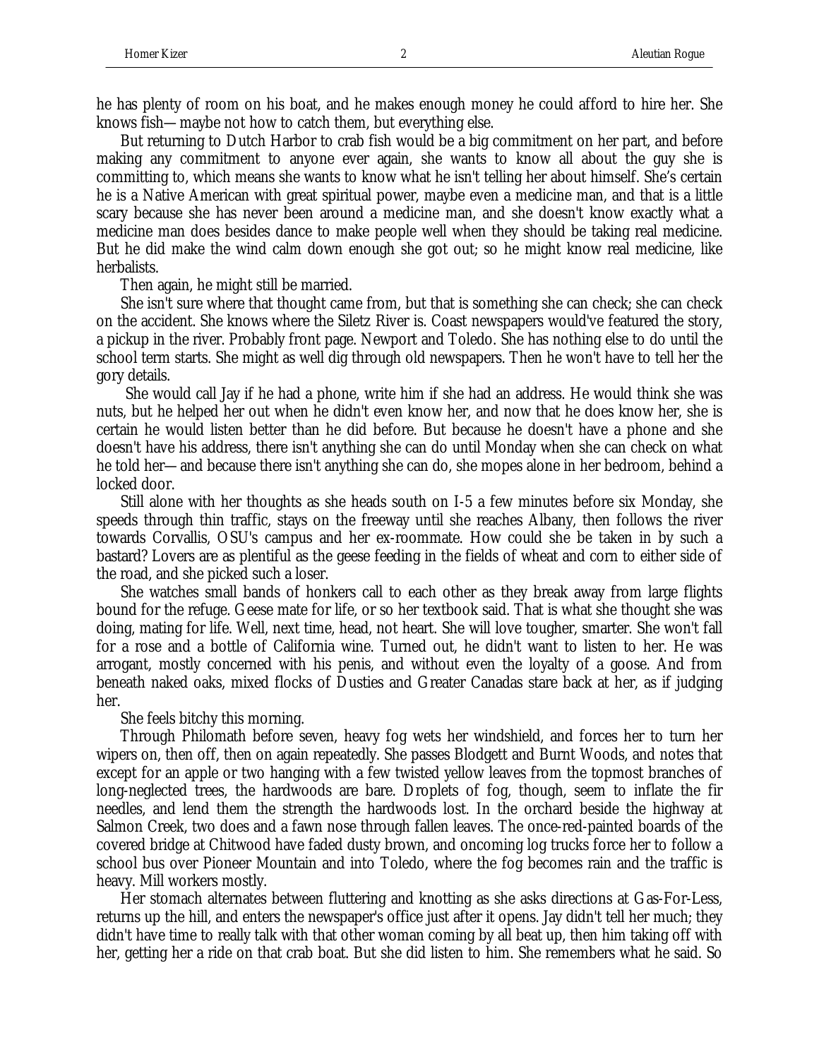he has plenty of room on his boat, and he makes enough money he could afford to hire her. She knows fish—maybe not how to catch them, but everything else.

But returning to Dutch Harbor to crab fish would be a big commitment on her part, and before making any commitment to anyone ever again, she wants to know all about the guy she is committing to, which means she wants to know what he isn't telling her about himself. She's certain he is a Native American with great spiritual power, maybe even a medicine man, and that is a little scary because she has never been around a medicine man, and she doesn't know exactly what a medicine man does besides dance to make people well when they should be taking real medicine. But he did make the wind calm down enough she got out; so he might know real medicine, like herbalists.

Then again, he might still be married.

She isn't sure where that thought came from, but that is something she can check; she can check on the accident. She knows where the Siletz River is. Coast newspapers would've featured the story, a pickup in the river. Probably front page. Newport and Toledo. She has nothing else to do until the school term starts. She might as well dig through old newspapers. Then he won't have to tell her the gory details.

She would call Jay if he had a phone, write him if she had an address. He would think she was nuts, but he helped her out when he didn't even know her, and now that he does know her, she is certain he would listen better than he did before. But because he doesn't have a phone and she doesn't have his address, there isn't anything she can do until Monday when she can check on what he told her—and because there isn't anything she can do, she mopes alone in her bedroom, behind a locked door.

Still alone with her thoughts as she heads south on I-5 a few minutes before six Monday, she speeds through thin traffic, stays on the freeway until she reaches Albany, then follows the river towards Corvallis, OSU's campus and her ex-roommate. How could she be taken in by such a bastard? Lovers are as plentiful as the geese feeding in the fields of wheat and corn to either side of the road, and she picked such a loser.

She watches small bands of honkers call to each other as they break away from large flights bound for the refuge. Geese mate for life, or so her textbook said. That is what she thought she was doing, mating for life. Well, next time, head, not heart. She will love tougher, smarter. She won't fall for a rose and a bottle of California wine. Turned out, he didn't want to listen to her. He was arrogant, mostly concerned with his penis, and without even the loyalty of a goose. And from beneath naked oaks, mixed flocks of Dusties and Greater Canadas stare back at her, as if judging her.

She feels bitchy this morning.

Through Philomath before seven, heavy fog wets her windshield, and forces her to turn her wipers on, then off, then on again repeatedly. She passes Blodgett and Burnt Woods, and notes that except for an apple or two hanging with a few twisted yellow leaves from the topmost branches of long-neglected trees, the hardwoods are bare. Droplets of fog, though, seem to inflate the fir needles, and lend them the strength the hardwoods lost. In the orchard beside the highway at Salmon Creek, two does and a fawn nose through fallen leaves. The once-red-painted boards of the covered bridge at Chitwood have faded dusty brown, and oncoming log trucks force her to follow a school bus over Pioneer Mountain and into Toledo, where the fog becomes rain and the traffic is heavy. Mill workers mostly.

Her stomach alternates between fluttering and knotting as she asks directions at Gas-For-Less, returns up the hill, and enters the newspaper's office just after it opens. Jay didn't tell her much; they didn't have time to really talk with that other woman coming by all beat up, then him taking off with her, getting her a ride on that crab boat. But she did listen to him. She remembers what he said. So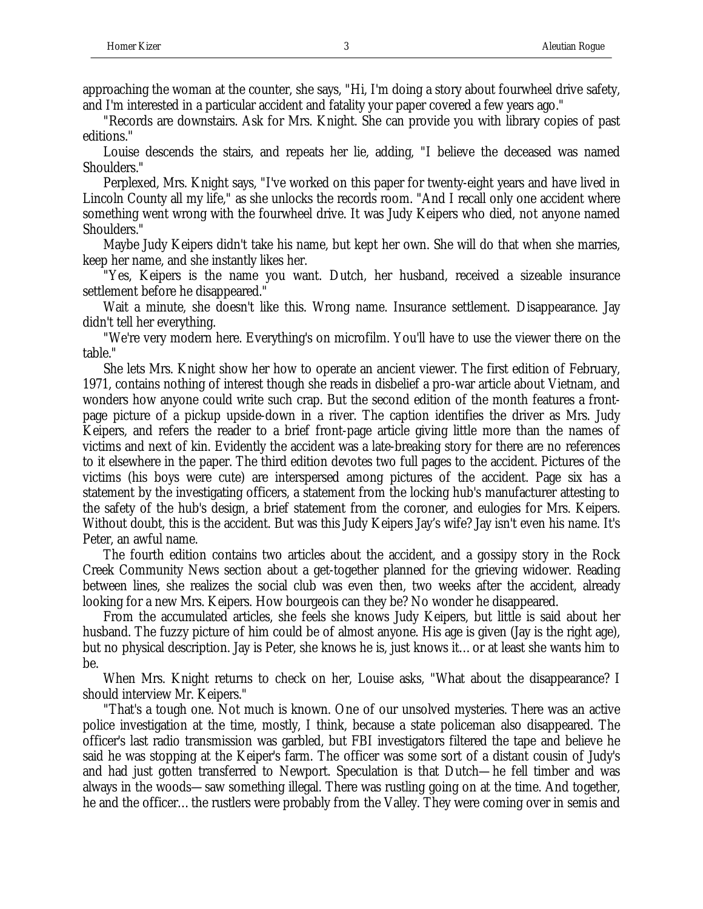approaching the woman at the counter, she says, "Hi, I'm doing a story about fourwheel drive safety, and I'm interested in a particular accident and fatality your paper covered a few years ago."

"Records are downstairs. Ask for Mrs. Knight. She can provide you with library copies of past editions."

Louise descends the stairs, and repeats her lie, adding, "I believe the deceased was named Shoulders."

Perplexed, Mrs. Knight says, "I've worked on this paper for twenty-eight years and have lived in Lincoln County all my life," as she unlocks the records room. "And I recall only one accident where something went wrong with the fourwheel drive. It was Judy Keipers who died, not anyone named Shoulders."

Maybe Judy Keipers didn't take his name, but kept her own. She will do that when she marries, keep her name, and she instantly likes her.

"Yes, Keipers is the name you want. Dutch, her husband, received a sizeable insurance settlement before he disappeared."

Wait a minute, she doesn't like this. Wrong name. Insurance settlement. Disappearance. Jay didn't tell her everything.

"We're very modern here. Everything's on microfilm. You'll have to use the viewer there on the table."

She lets Mrs. Knight show her how to operate an ancient viewer. The first edition of February, 1971, contains nothing of interest though she reads in disbelief a pro-war article about Vietnam, and wonders how anyone could write such crap. But the second edition of the month features a front-page picture of a pickup upside-down in a river. The caption identifies the driver as Mrs. Judy Keipers, and refers the reader to a brief front-page article giving little more than the names of victims and next of kin. Evidently the accident was a late-breaking story for there are no references to it elsewhere in the paper. The third edition devotes two full pages to the accident. Pictures of the victims (his boys were cute) are interspersed among pictures of the accident. Page six has a statement by the investigating officers, a statement from the locking hub's manufacturer attesting to the safety of the hub's design, a brief statement from the coroner, and eulogies for Mrs. Keipers. Without doubt, this is the accident. But was this Judy Keipers Jay's wife? Jay isn't even his name. It's Peter, an awful name.

The fourth edition contains two articles about the accident, and a gossipy story in the Rock Creek Community News section about a get-together planned for the grieving widower. Reading between lines, she realizes the social club was even then, two weeks after the accident, already looking for a new Mrs. Keipers. How bourgeois can they be? No wonder he disappeared.

From the accumulated articles, she feels she knows Judy Keipers, but little is said about her husband. The fuzzy picture of him could be of almost anyone. His age is given (Jay is the right age), but no physical description. Jay is Peter, she knows he is, just knows it… or at least she wants him to be.

When Mrs. Knight returns to check on her, Louise asks, "What about the disappearance? I should interview Mr. Keipers."

"That's a tough one. Not much is known. One of our unsolved mysteries. There was an active police investigation at the time, mostly, I think, because a state policeman also disappeared. The officer's last radio transmission was garbled, but FBI investigators filtered the tape and believe he said he was stopping at the Keiper's farm. The officer was some sort of a distant cousin of Judy's and had just gotten transferred to Newport. Speculation is that Dutch—he fell timber and was always in the woods—saw something illegal. There was rustling going on at the time. And together, he and the officer… the rustlers were probably from the Valley. They were coming over in semis and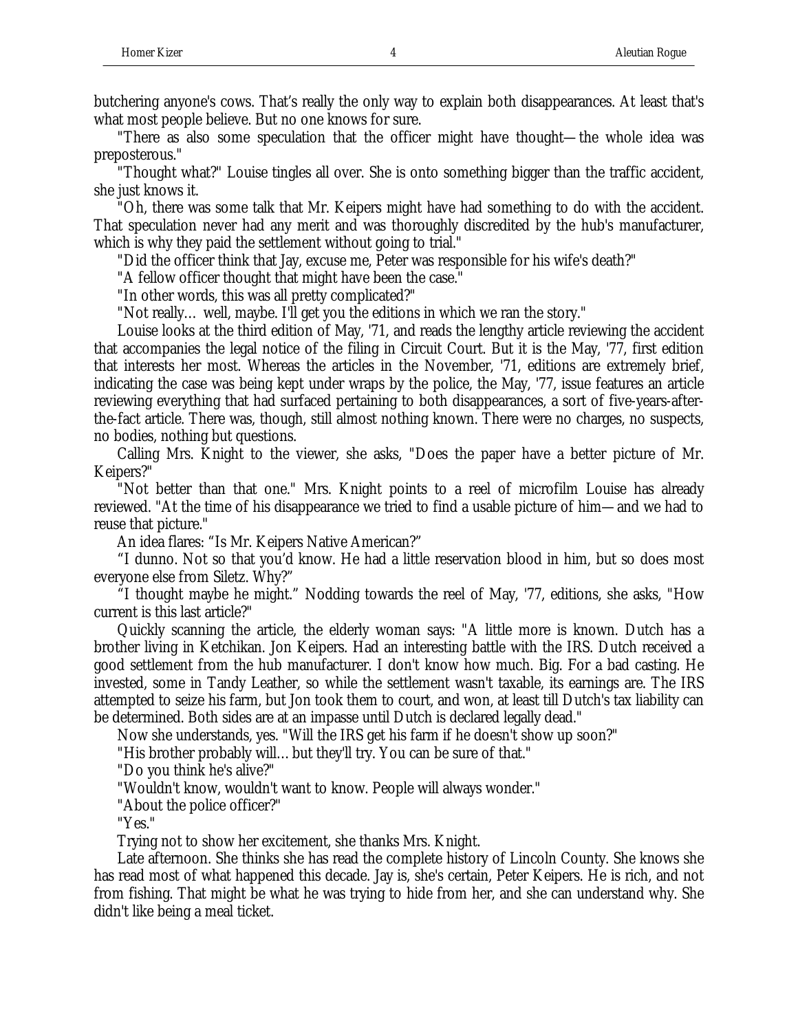butchering anyone's cows. That's really the only way to explain both disappearances. At least that's what most people believe. But no one knows for sure.

"There as also some speculation that the officer might have thought—the whole idea was preposterous."

"Thought what?" Louise tingles all over. She is onto something bigger than the traffic accident, she just knows it.

"Oh, there was some talk that Mr. Keipers might have had something to do with the accident. That speculation never had any merit and was thoroughly discredited by the hub's manufacturer, which is why they paid the settlement without going to trial."

"Did the officer think that Jay, excuse me, Peter was responsible for his wife's death?"

"A fellow officer thought that might have been the case."

"In other words, this was all pretty complicated?"

"Not really… well, maybe. I'll get you the editions in which we ran the story."

Louise looks at the third edition of May, '71, and reads the lengthy article reviewing the accident that accompanies the legal notice of the filing in Circuit Court. But it is the May, '77, first edition that interests her most. Whereas the articles in the November, '71, editions are extremely brief, indicating the case was being kept under wraps by the police, the May, '77, issue features an article reviewing everything that had surfaced pertaining to both disappearances, a sort of five-years-after-the-fact article. There was, though, still almost nothing known. There were no charges, no suspects, no bodies, nothing but questions.

Calling Mrs. Knight to the viewer, she asks, "Does the paper have a better picture of Mr. Keipers?"

"Not better than that one." Mrs. Knight points to a reel of microfilm Louise has already reviewed. "At the time of his disappearance we tried to find a usable picture of him—and we had to reuse that picture."

An idea flares: "Is Mr. Keipers Native American?"

"I dunno. Not so that you'd know. He had a little reservation blood in him, but so does most everyone else from Siletz. Why?"

"I thought maybe he might." Nodding towards the reel of May, '77, editions, she asks, "How current is this last article?"

Quickly scanning the article, the elderly woman says: "A little more is known. Dutch has a brother living in Ketchikan. Jon Keipers. Had an interesting battle with the IRS. Dutch received a good settlement from the hub manufacturer. I don't know how much. Big. For a bad casting. He invested, some in Tandy Leather, so while the settlement wasn't taxable, its earnings are. The IRS attempted to seize his farm, but Jon took them to court, and won, at least till Dutch's tax liability can be determined. Both sides are at an impasse until Dutch is declared legally dead."

Now she understands, yes. "Will the IRS get his farm if he doesn't show up soon?"

"His brother probably will… but they'll try. You can be sure of that."

"Do you think he's alive?"

"Wouldn't know, wouldn't want to know. People will always wonder."

"About the police officer?"

"Yes."

Trying not to show her excitement, she thanks Mrs. Knight.

Late afternoon. She thinks she has read the complete history of Lincoln County. She knows she has read most of what happened this decade. Jay is, she's certain, Peter Keipers. He is rich, and not from fishing. That might be what he was trying to hide from her, and she can understand why. She didn't like being a meal ticket.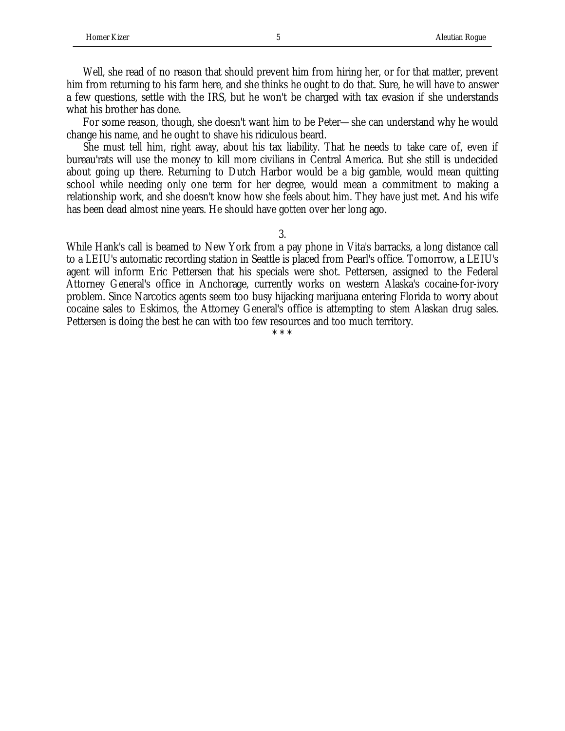Well, she read of no reason that should prevent him from hiring her, or for that matter, prevent him from returning to his farm here, and she thinks he ought to do that. Sure, he will have to answer a few questions, settle with the IRS, but he won't be charged with tax evasion if she understands what his brother has done.

For some reason, though, she doesn't want him to be Peter—she can understand why he would change his name, and he ought to shave his ridiculous beard.

She must tell him, right away, about his tax liability. That he needs to take care of, even if bureau'rats will use the money to kill more civilians in Central America. But she still is undecided about going up there. Returning to Dutch Harbor would be a big gamble, would mean quitting school while needing only one term for her degree, would mean a commitment to making a relationship work, and she doesn't know how she feels about him. They have just met. And his wife has been dead almost nine years. He should have gotten over her long ago.

3.

While Hank's call is beamed to New York from a pay phone in Vita's barracks, a long distance call to a LEIU's automatic recording station in Seattle is placed from Pearl's office. Tomorrow, a LEIU's agent will inform Eric Pettersen that his specials were shot. Pettersen, assigned to the Federal Attorney General's office in Anchorage, currently works on western Alaska's cocaine-for-ivory problem. Since Narcotics agents seem too busy hijacking marijuana entering Florida to worry about cocaine sales to Eskimos, the Attorney General's office is attempting to stem Alaskan drug sales. Pettersen is doing the best he can with too few resources and too much territory.

\* \* \*